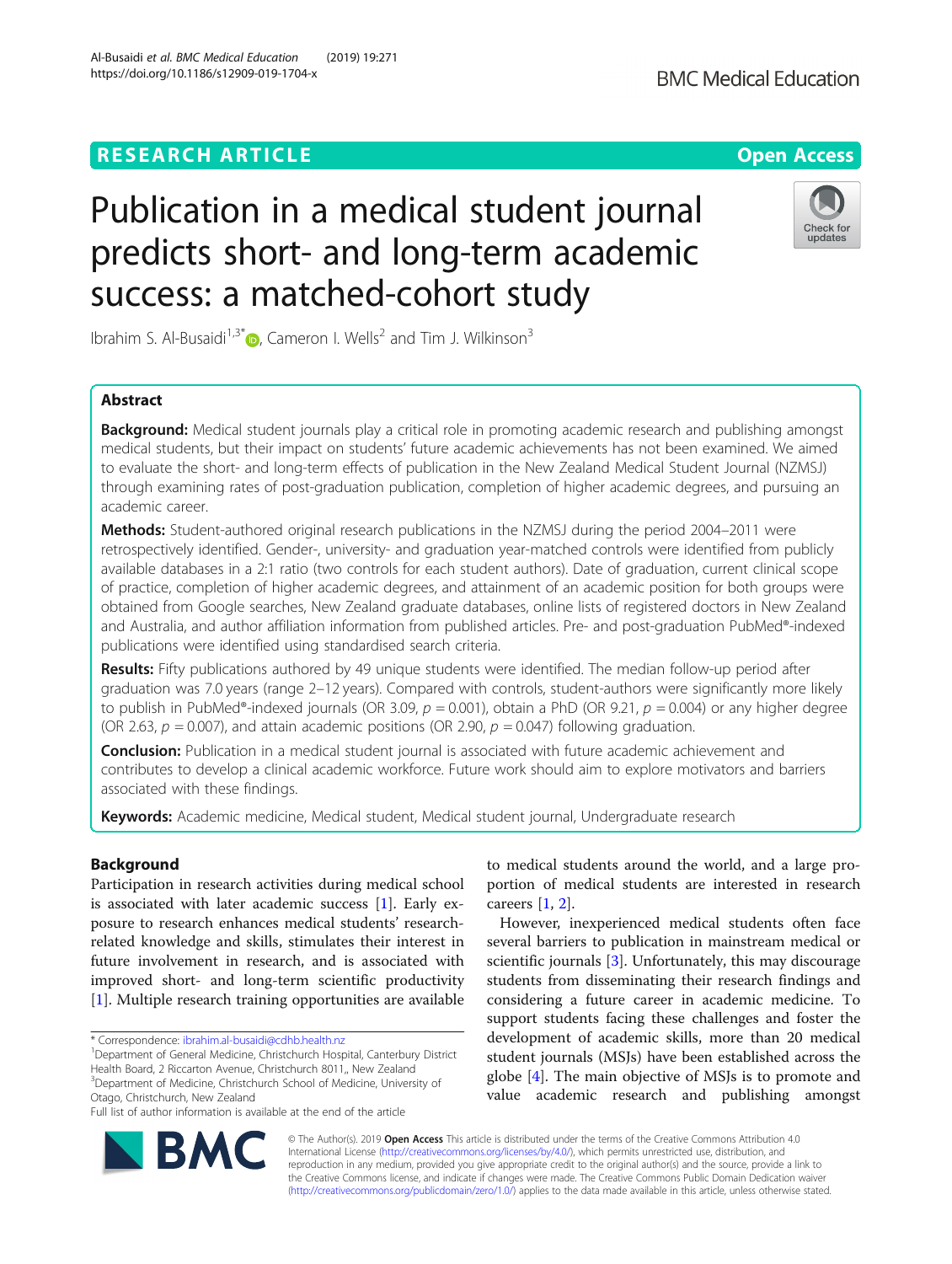RESEARCH ARTICLE

Open Access

# Publication in a medical student journal predicts short- and long-term academic success: a matched-cohort study

Ibrahim S. Al-Busaidi[1,3*], Cameron I. Wells[2] and Tim J. Wilkinson[3]

## Abstract

**Background:** Medical student journals play a critical role in promoting academic research and publishing amongst medical students, but their impact on students' future academic achievements has not been examined. We aimed to evaluate the short- and long-term effects of publication in the New Zealand Medical Student Journal (NZMSJ) through examining rates of post-graduation publication, completion of higher academic degrees, and pursuing an academic career.

**Methods:** Student-authored original research publications in the NZMSJ during the period 2004–2011 were retrospectively identified. Gender-, university- and graduation year-matched controls were identified from publicly available databases in a 2:1 ratio (two controls for each student authors). Date of graduation, current clinical scope of practice, completion of higher academic degrees, and attainment of an academic position for both groups were obtained from Google searches, New Zealand graduate databases, online lists of registered doctors in New Zealand and Australia, and author affiliation information from published articles. Pre- and post-graduation PubMed®-indexed publications were identified using standardised search criteria.

**Results:** Fifty publications authored by 49 unique students were identified. The median follow-up period after graduation was 7.0 years (range 2–12 years). Compared with controls, student-authors were significantly more likely to publish in PubMed®-indexed journals (OR 3.09, $p = 0.001$), obtain a PhD (OR 9.21, $p = 0.004$) or any higher degree (OR 2.63, $p = 0.007$), and attain academic positions (OR 2.90, $p = 0.047$) following graduation.

**Conclusion:** Publication in a medical student journal is associated with future academic achievement and contributes to develop a clinical academic workforce. Future work should aim to explore motivators and barriers associated with these findings.

**Keywords:** Academic medicine, Medical student, Medical student journal, Undergraduate research

## Background

Participation in research activities during medical school is associated with later academic success [1]. Early exposure to research enhances medical students' research-related knowledge and skills, stimulates their interest in future involvement in research, and is associated with improved short- and long-term scientific productivity [1]. Multiple research training opportunities are available to medical students around the world, and a large proportion of medical students are interested in research careers [1, 2].

However, inexperienced medical students often face several barriers to publication in mainstream medical or scientific journals [3]. Unfortunately, this may discourage students from disseminating their research findings and considering a future career in academic medicine. To support students facing these challenges and foster the development of academic skills, more than 20 medical student journals (MSJs) have been established across the globe [4]. The main objective of MSJs is to promote and value academic research and publishing amongst

* Correspondence: ibrahim.al-busaidi@cdhb.health.nz
[1]Department of General Medicine, Christchurch Hospital, Canterbury District Health Board, 2 Riccarton Avenue, Christchurch 8011,, New Zealand
[3]Department of Medicine, Christchurch School of Medicine, University of Otago, Christchurch, New Zealand
Full list of author information is available at the end of the article

© The Author(s). 2019 **Open Access** This article is distributed under the terms of the Creative Commons Attribution 4.0 International License (http://creativecommons.org/licenses/by/4.0/), which permits unrestricted use, distribution, and reproduction in any medium, provided you give appropriate credit to the original author(s) and the source, provide a link to the Creative Commons license, and indicate if changes were made. The Creative Commons Public Domain Dedication waiver (http://creativecommons.org/publicdomain/zero/1.0/) applies to the data made available in this article, unless otherwise stated.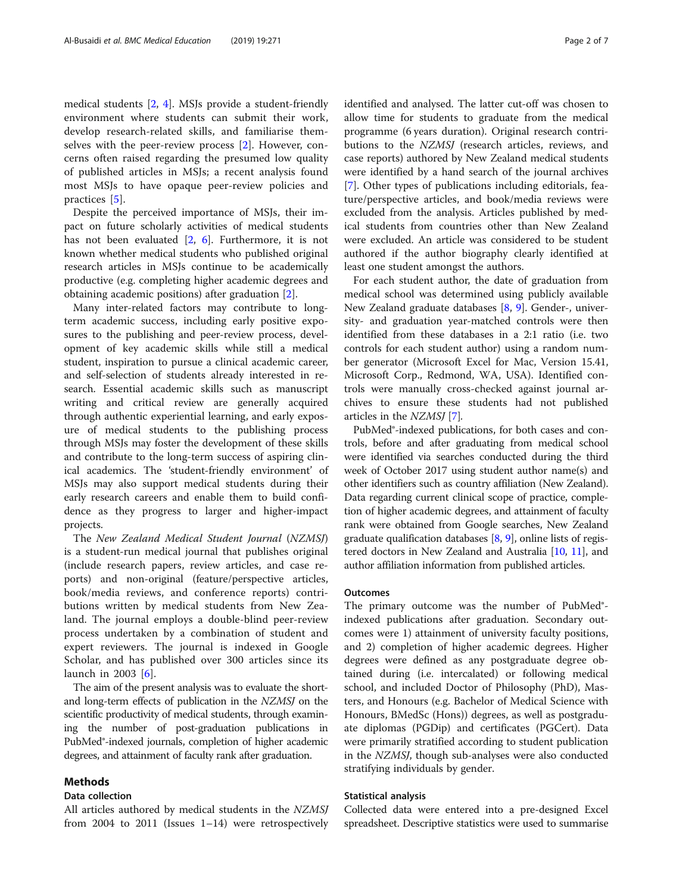medical students [2, 4]. MSJs provide a student-friendly environment where students can submit their work, develop research-related skills, and familiarise themselves with the peer-review process [2]. However, concerns often raised regarding the presumed low quality of published articles in MSJs; a recent analysis found most MSJs to have opaque peer-review policies and practices [5].

Despite the perceived importance of MSJs, their impact on future scholarly activities of medical students has not been evaluated [2, 6]. Furthermore, it is not known whether medical students who published original research articles in MSJs continue to be academically productive (e.g. completing higher academic degrees and obtaining academic positions) after graduation [2].

Many inter-related factors may contribute to long-term academic success, including early positive exposures to the publishing and peer-review process, development of key academic skills while still a medical student, inspiration to pursue a clinical academic career, and self-selection of students already interested in research. Essential academic skills such as manuscript writing and critical review are generally acquired through authentic experiential learning, and early exposure of medical students to the publishing process through MSJs may foster the development of these skills and contribute to the long-term success of aspiring clinical academics. The 'student-friendly environment' of MSJs may also support medical students during their early research careers and enable them to build confidence as they progress to larger and higher-impact projects.

The *New Zealand Medical Student Journal* (*NZMSJ*) is a student-run medical journal that publishes original (include research papers, review articles, and case reports) and non-original (feature/perspective articles, book/media reviews, and conference reports) contributions written by medical students from New Zealand. The journal employs a double-blind peer-review process undertaken by a combination of student and expert reviewers. The journal is indexed in Google Scholar, and has published over 300 articles since its launch in 2003 [6].

The aim of the present analysis was to evaluate the short- and long-term effects of publication in the *NZMSJ* on the scientific productivity of medical students, through examining the number of post-graduation publications in PubMed®-indexed journals, completion of higher academic degrees, and attainment of faculty rank after graduation.

## Methods

### Data collection

All articles authored by medical students in the *NZMSJ* from 2004 to 2011 (Issues 1–14) were retrospectively identified and analysed. The latter cut-off was chosen to allow time for students to graduate from the medical programme (6 years duration). Original research contributions to the *NZMSJ* (research articles, reviews, and case reports) authored by New Zealand medical students were identified by a hand search of the journal archives [7]. Other types of publications including editorials, feature/perspective articles, and book/media reviews were excluded from the analysis. Articles published by medical students from countries other than New Zealand were excluded. An article was considered to be student authored if the author biography clearly identified at least one student amongst the authors.

For each student author, the date of graduation from medical school was determined using publicly available New Zealand graduate databases [8, 9]. Gender-, university- and graduation year-matched controls were then identified from these databases in a 2:1 ratio (i.e. two controls for each student author) using a random number generator (Microsoft Excel for Mac, Version 15.41, Microsoft Corp., Redmond, WA, USA). Identified controls were manually cross-checked against journal archives to ensure these students had not published articles in the *NZMSJ* [7].

PubMed®-indexed publications, for both cases and controls, before and after graduating from medical school were identified via searches conducted during the third week of October 2017 using student author name(s) and other identifiers such as country affiliation (New Zealand). Data regarding current clinical scope of practice, completion of higher academic degrees, and attainment of faculty rank were obtained from Google searches, New Zealand graduate qualification databases [8, 9], online lists of registered doctors in New Zealand and Australia [10, 11], and author affiliation information from published articles.

### Outcomes

The primary outcome was the number of PubMed®-indexed publications after graduation. Secondary outcomes were 1) attainment of university faculty positions, and 2) completion of higher academic degrees. Higher degrees were defined as any postgraduate degree obtained during (i.e. intercalated) or following medical school, and included Doctor of Philosophy (PhD), Masters, and Honours (e.g. Bachelor of Medical Science with Honours, BMedSc (Hons)) degrees, as well as postgraduate diplomas (PGDip) and certificates (PGCert). Data were primarily stratified according to student publication in the *NZMSJ*, though sub-analyses were also conducted stratifying individuals by gender.

### Statistical analysis

Collected data were entered into a pre-designed Excel spreadsheet. Descriptive statistics were used to summarise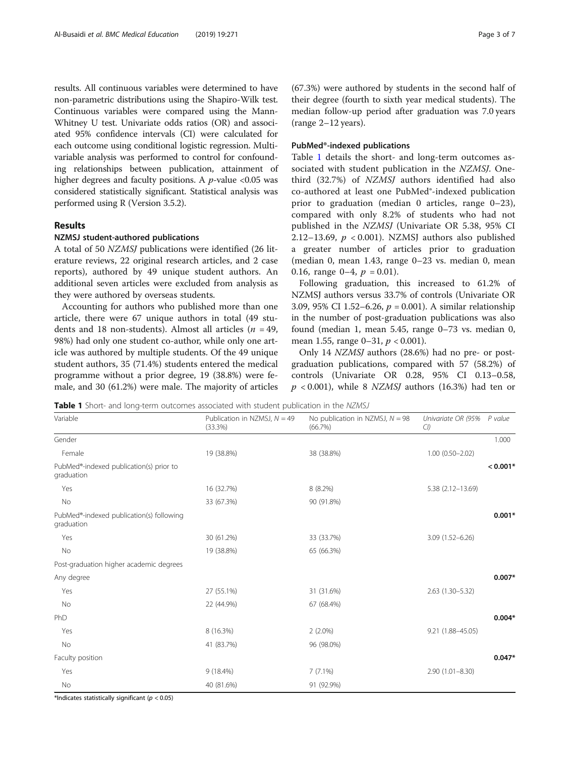results. All continuous variables were determined to have non-parametric distributions using the Shapiro-Wilk test. Continuous variables were compared using the Mann-Whitney U test. Univariate odds ratios (OR) and associated 95% confidence intervals (CI) were calculated for each outcome using conditional logistic regression. Multivariable analysis was performed to control for confounding relationships between publication, attainment of higher degrees and faculty positions. A $p$-value <0.05 was considered statistically significant. Statistical analysis was performed using R (Version 3.5.2).

## Results

### NZMSJ student-authored publications

A total of 50 *NZMSJ* publications were identified (26 literature reviews, 22 original research articles, and 2 case reports), authored by 49 unique student authors. An additional seven articles were excluded from analysis as they were authored by overseas students.

Accounting for authors who published more than one article, there were 67 unique authors in total (49 students and 18 non-students). Almost all articles ($n$ = 49, 98%) had only one student co-author, while only one article was authored by multiple students. Of the 49 unique student authors, 35 (71.4%) students entered the medical programme without a prior degree, 19 (38.8%) were female, and 30 (61.2%) were male. The majority of articles (67.3%) were authored by students in the second half of their degree (fourth to sixth year medical students). The median follow-up period after graduation was 7.0 years (range 2–12 years).

### PubMed®-indexed publications

Table 1 details the short- and long-term outcomes associated with student publication in the *NZMSJ*. One-third (32.7%) of *NZMSJ* authors identified had also co-authored at least one PubMed®-indexed publication prior to graduation (median 0 articles, range 0–23), compared with only 8.2% of students who had not published in the *NZMSJ* (Univariate OR 5.38, 95% CI 2.12–13.69, $p$ < 0.001). NZMSJ authors also published a greater number of articles prior to graduation (median 0, mean 1.43, range 0–23 vs. median 0, mean 0.16, range 0–4, $p$ = 0.01).

Following graduation, this increased to 61.2% of NZMSJ authors versus 33.7% of controls (Univariate OR 3.09, 95% CI 1.52–6.26, $p$ = 0.001). A similar relationship in the number of post-graduation publications was also found (median 1, mean 5.45, range 0–73 vs. median 0, mean 1.55, range 0–31, $p$ < 0.001).

Only 14 *NZMSJ* authors (28.6%) had no pre- or post-graduation publications, compared with 57 (58.2%) of controls (Univariate OR 0.28, 95% CI 0.13–0.58, $p$ < 0.001), while 8 *NZMSJ* authors (16.3%) had ten or

**Table 1** Short- and long-term outcomes associated with student publication in the *NZMSJ*

| Variable | Publication in NZMSJ, $N$ = 49 (33.3%) | No publication in NZMSJ, $N$ = 98 (66.7%) | Univariate OR (95% CI) | P value |
|---|---|---|---|---|
| Gender | | | | 1.000 |
| Female | 19 (38.8%) | 38 (38.8%) | 1.00 (0.50–2.02) | |
| PubMed®-indexed publication(s) prior to graduation | | | | **< 0.001*** |
| Yes | 16 (32.7%) | 8 (8.2%) | 5.38 (2.12–13.69) | |
| No | 33 (67.3%) | 90 (91.8%) | | |
| PubMed®-indexed publication(s) following graduation | | | | **0.001*** |
| Yes | 30 (61.2%) | 33 (33.7%) | 3.09 (1.52–6.26) | |
| No | 19 (38.8%) | 65 (66.3%) | | |
| Post-graduation higher academic degrees | | | | |
| Any degree | | | | **0.007*** |
| Yes | 27 (55.1%) | 31 (31.6%) | 2.63 (1.30–5.32) | |
| No | 22 (44.9%) | 67 (68.4%) | | |
| PhD | | | | **0.004*** |
| Yes | 8 (16.3%) | 2 (2.0%) | 9.21 (1.88–45.05) | |
| No | 41 (83.7%) | 96 (98.0%) | | |
| Faculty position | | | | **0.047*** |
| Yes | 9 (18.4%) | 7 (7.1%) | 2.90 (1.01–8.30) | |
| No | 40 (81.6%) | 91 (92.9%) | | |

*Indicates statistically significant ($p$ < 0.05)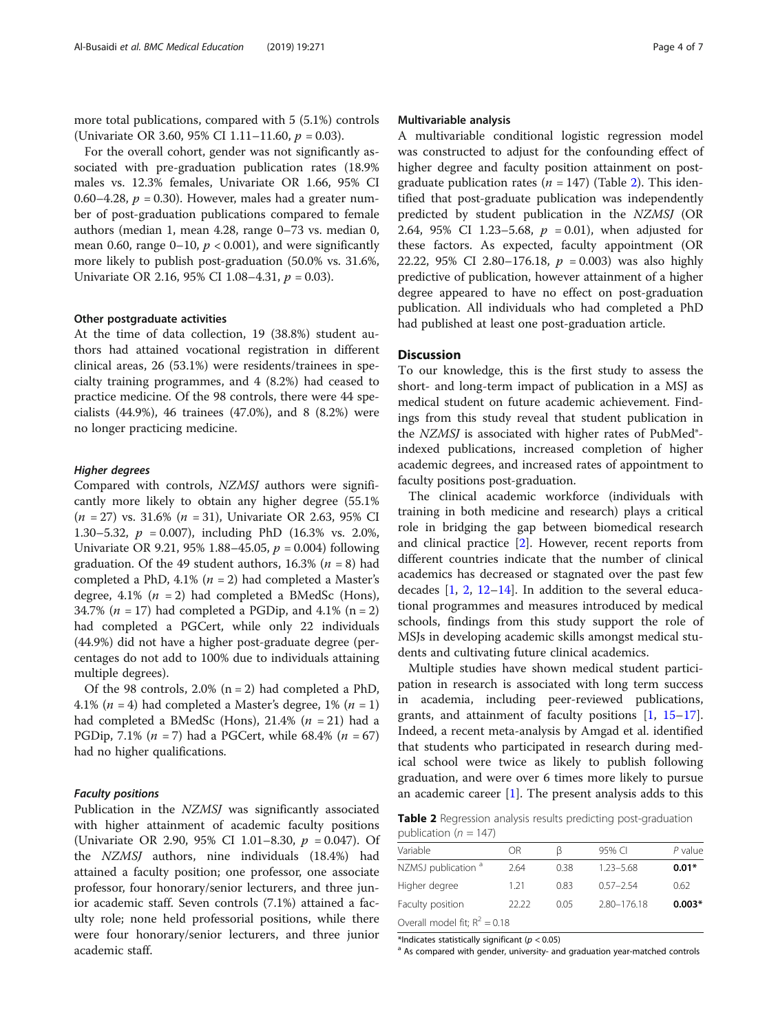more total publications, compared with 5 (5.1%) controls (Univariate OR 3.60, 95% CI 1.11–11.60, $p = 0.03$).

For the overall cohort, gender was not significantly associated with pre-graduation publication rates (18.9% males vs. 12.3% females, Univariate OR 1.66, 95% CI 0.60–4.28, $p = 0.30$). However, males had a greater number of post-graduation publications compared to female authors (median 1, mean 4.28, range 0–73 vs. median 0, mean 0.60, range 0–10, $p < 0.001$), and were significantly more likely to publish post-graduation (50.0% vs. 31.6%, Univariate OR 2.16, 95% CI 1.08–4.31, $p = 0.03$).

#### Other postgraduate activities

At the time of data collection, 19 (38.8%) student authors had attained vocational registration in different clinical areas, 26 (53.1%) were residents/trainees in specialty training programmes, and 4 (8.2%) had ceased to practice medicine. Of the 98 controls, there were 44 specialists (44.9%), 46 trainees (47.0%), and 8 (8.2%) were no longer practicing medicine.

##### *Higher degrees*

Compared with controls, *NZMSJ* authors were significantly more likely to obtain any higher degree (55.1% ($n = 27$) vs. 31.6% ($n = 31$), Univariate OR 2.63, 95% CI 1.30–5.32, $p = 0.007$), including PhD (16.3% vs. 2.0%, Univariate OR 9.21, 95% 1.88–45.05, $p = 0.004$) following graduation. Of the 49 student authors, 16.3% ($n = 8$) had completed a PhD, 4.1% ($n = 2$) had completed a Master's degree, 4.1% ($n = 2$) had completed a BMedSc (Hons), 34.7% ($n = 17$) had completed a PGDip, and 4.1% ($n = 2$) had completed a PGCert, while only 22 individuals (44.9%) did not have a higher post-graduate degree (percentages do not add to 100% due to individuals attaining multiple degrees).

Of the 98 controls, 2.0% ($n = 2$) had completed a PhD, 4.1% ($n = 4$) had completed a Master's degree, 1% ($n = 1$) had completed a BMedSc (Hons), 21.4% ($n = 21$) had a PGDip, 7.1% ($n = 7$) had a PGCert, while 68.4% ($n = 67$) had no higher qualifications.

##### *Faculty positions*

Publication in the *NZMSJ* was significantly associated with higher attainment of academic faculty positions (Univariate OR 2.90, 95% CI 1.01–8.30, $p = 0.047$). Of the *NZMSJ* authors, nine individuals (18.4%) had attained a faculty position; one professor, one associate professor, four honorary/senior lecturers, and three junior academic staff. Seven controls (7.1%) attained a faculty role; none held professorial positions, while there were four honorary/senior lecturers, and three junior academic staff.

#### Multivariable analysis

A multivariable conditional logistic regression model was constructed to adjust for the confounding effect of higher degree and faculty position attainment on post-graduate publication rates ($n = 147$) (Table 2). This identified that post-graduate publication was independently predicted by student publication in the *NZMSJ* (OR 2.64, 95% CI 1.23–5.68, $p = 0.01$), when adjusted for these factors. As expected, faculty appointment (OR 22.22, 95% CI 2.80–176.18, $p = 0.003$) was also highly predictive of publication, however attainment of a higher degree appeared to have no effect on post-graduation publication. All individuals who had completed a PhD had published at least one post-graduation article.

## Discussion

To our knowledge, this is the first study to assess the short- and long-term impact of publication in a MSJ as medical student on future academic achievement. Findings from this study reveal that student publication in the *NZMSJ* is associated with higher rates of PubMed®-indexed publications, increased completion of higher academic degrees, and increased rates of appointment to faculty positions post-graduation.

The clinical academic workforce (individuals with training in both medicine and research) plays a critical role in bridging the gap between biomedical research and clinical practice [2]. However, recent reports from different countries indicate that the number of clinical academics has decreased or stagnated over the past few decades [1, 2, 12–14]. In addition to the several educational programmes and measures introduced by medical schools, findings from this study support the role of MSJs in developing academic skills amongst medical students and cultivating future clinical academics.

Multiple studies have shown medical student participation in research is associated with long term success in academia, including peer-reviewed publications, grants, and attainment of faculty positions [1, 15–17]. Indeed, a recent meta-analysis by Amgad et al. identified that students who participated in research during medical school were twice as likely to publish following graduation, and were over 6 times more likely to pursue an academic career [1]. The present analysis adds to this

**Table 2** Regression analysis results predicting post-graduation publication ($n = 147$)

| Variable | OR | β | 95% CI | *P* value |
|---|---|---|---|---|
| NZMSJ publication [a] | 2.64 | 0.38 | 1.23–5.68 | **0.01*** |
| Higher degree | 1.21 | 0.83 | 0.57–2.54 | 0.62 |
| Faculty position | 22.22 | 0.05 | 2.80–176.18 | **0.003*** |
| Overall model fit; $R^2 = 0.18$ | | | | |

*Indicates statistically significant ($p < 0.05$)

[a] As compared with gender, university- and graduation year-matched controls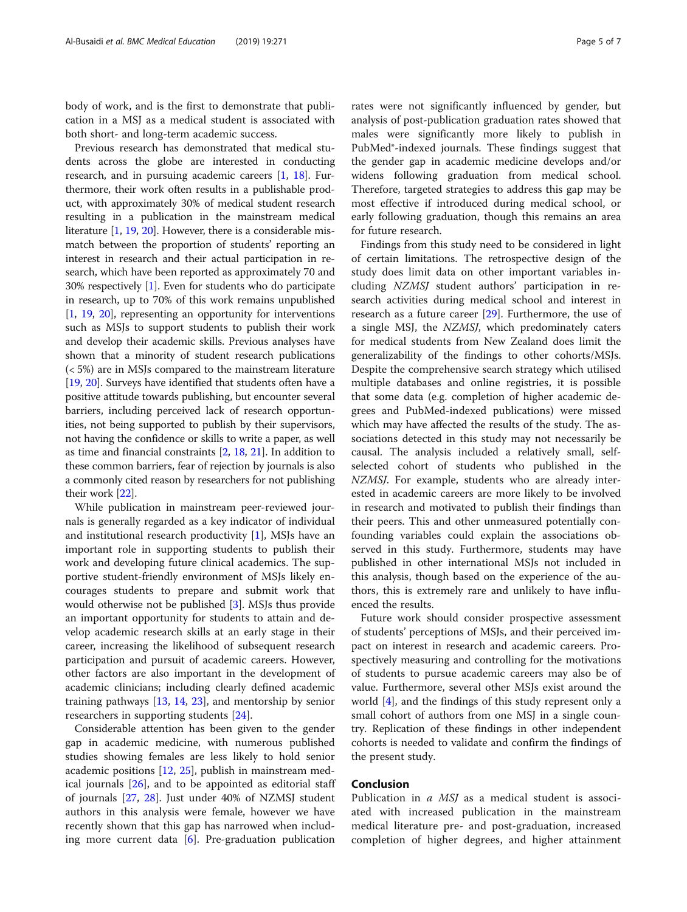body of work, and is the first to demonstrate that publication in a MSJ as a medical student is associated with both short- and long-term academic success.

Previous research has demonstrated that medical students across the globe are interested in conducting research, and in pursuing academic careers [1, 18]. Furthermore, their work often results in a publishable product, with approximately 30% of medical student research resulting in a publication in the mainstream medical literature [1, 19, 20]. However, there is a considerable mismatch between the proportion of students' reporting an interest in research and their actual participation in research, which have been reported as approximately 70 and 30% respectively [1]. Even for students who do participate in research, up to 70% of this work remains unpublished [1, 19, 20], representing an opportunity for interventions such as MSJs to support students to publish their work and develop their academic skills. Previous analyses have shown that a minority of student research publications (< 5%) are in MSJs compared to the mainstream literature [19, 20]. Surveys have identified that students often have a positive attitude towards publishing, but encounter several barriers, including perceived lack of research opportunities, not being supported to publish by their supervisors, not having the confidence or skills to write a paper, as well as time and financial constraints [2, 18, 21]. In addition to these common barriers, fear of rejection by journals is also a commonly cited reason by researchers for not publishing their work [22].

While publication in mainstream peer-reviewed journals is generally regarded as a key indicator of individual and institutional research productivity [1], MSJs have an important role in supporting students to publish their work and developing future clinical academics. The supportive student-friendly environment of MSJs likely encourages students to prepare and submit work that would otherwise not be published [3]. MSJs thus provide an important opportunity for students to attain and develop academic research skills at an early stage in their career, increasing the likelihood of subsequent research participation and pursuit of academic careers. However, other factors are also important in the development of academic clinicians; including clearly defined academic training pathways [13, 14, 23], and mentorship by senior researchers in supporting students [24].

Considerable attention has been given to the gender gap in academic medicine, with numerous published studies showing females are less likely to hold senior academic positions [12, 25], publish in mainstream medical journals [26], and to be appointed as editorial staff of journals [27, 28]. Just under 40% of NZMSJ student authors in this analysis were female, however we have recently shown that this gap has narrowed when including more current data [6]. Pre-graduation publication rates were not significantly influenced by gender, but analysis of post-publication graduation rates showed that males were significantly more likely to publish in PubMed®-indexed journals. These findings suggest that the gender gap in academic medicine develops and/or widens following graduation from medical school. Therefore, targeted strategies to address this gap may be most effective if introduced during medical school, or early following graduation, though this remains an area for future research.

Findings from this study need to be considered in light of certain limitations. The retrospective design of the study does limit data on other important variables including *NZMSJ* student authors' participation in research activities during medical school and interest in research as a future career [29]. Furthermore, the use of a single MSJ, the *NZMSJ*, which predominately caters for medical students from New Zealand does limit the generalizability of the findings to other cohorts/MSJs. Despite the comprehensive search strategy which utilised multiple databases and online registries, it is possible that some data (e.g. completion of higher academic degrees and PubMed-indexed publications) were missed which may have affected the results of the study. The associations detected in this study may not necessarily be causal. The analysis included a relatively small, self-selected cohort of students who published in the *NZMSJ*. For example, students who are already interested in academic careers are more likely to be involved in research and motivated to publish their findings than their peers. This and other unmeasured potentially confounding variables could explain the associations observed in this study. Furthermore, students may have published in other international MSJs not included in this analysis, though based on the experience of the authors, this is extremely rare and unlikely to have influenced the results.

Future work should consider prospective assessment of students' perceptions of MSJs, and their perceived impact on interest in research and academic careers. Prospectively measuring and controlling for the motivations of students to pursue academic careers may also be of value. Furthermore, several other MSJs exist around the world [4], and the findings of this study represent only a small cohort of authors from one MSJ in a single country. Replication of these findings in other independent cohorts is needed to validate and confirm the findings of the present study.

## Conclusion

Publication in *a MSJ* as a medical student is associated with increased publication in the mainstream medical literature pre- and post-graduation, increased completion of higher degrees, and higher attainment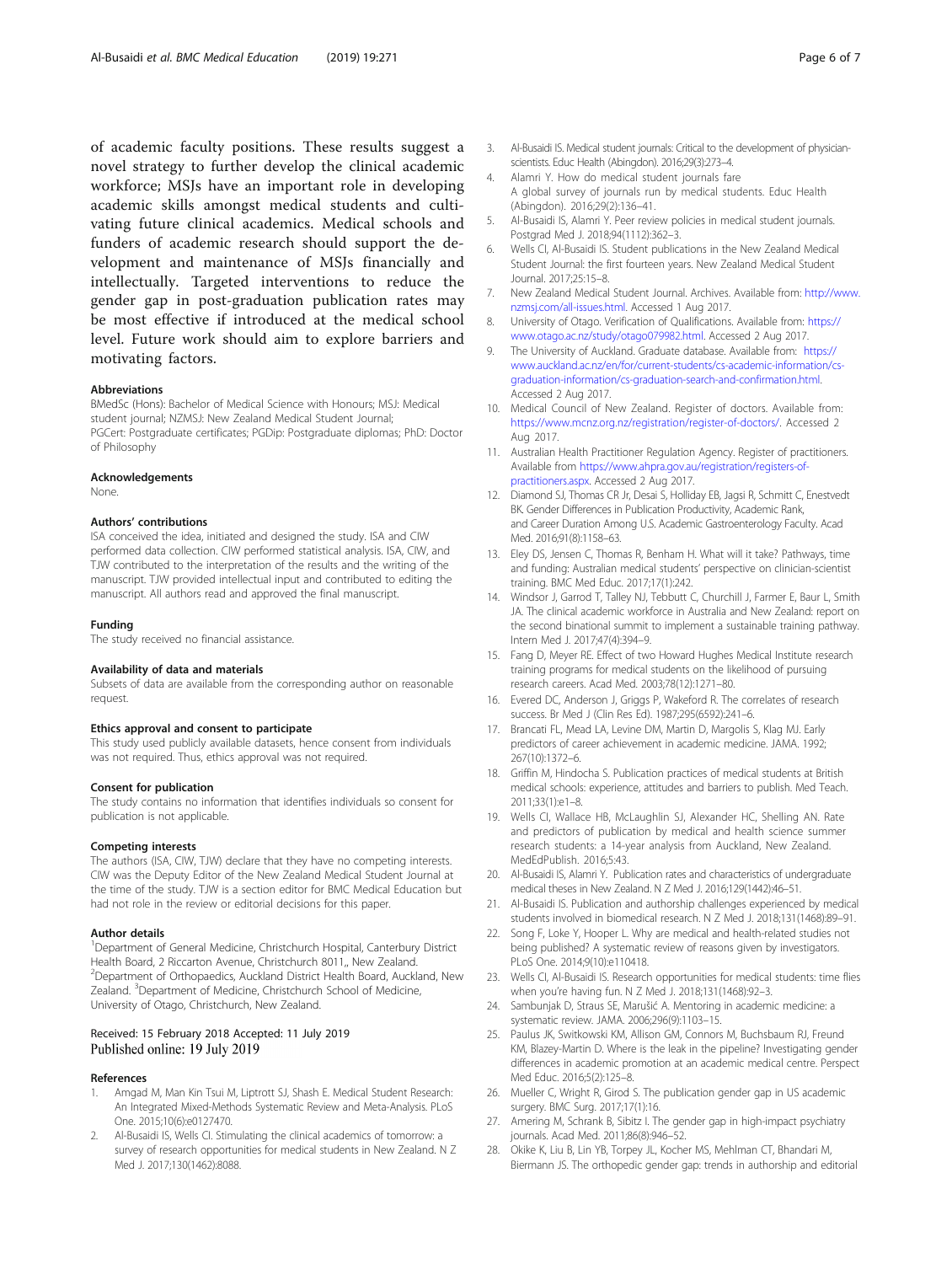of academic faculty positions. These results suggest a novel strategy to further develop the clinical academic workforce; MSJs have an important role in developing academic skills amongst medical students and cultivating future clinical academics. Medical schools and funders of academic research should support the development and maintenance of MSJs financially and intellectually. Targeted interventions to reduce the gender gap in post-graduation publication rates may be most effective if introduced at the medical school level. Future work should aim to explore barriers and motivating factors.

#### Abbreviations

BMedSc (Hons): Bachelor of Medical Science with Honours; MSJ: Medical student journal; NZMSJ: New Zealand Medical Student Journal; PGCert: Postgraduate certificates; PGDip: Postgraduate diplomas; PhD: Doctor of Philosophy

#### Acknowledgements

None.

#### Authors' contributions

ISA conceived the idea, initiated and designed the study. ISA and CIW performed data collection. CIW performed statistical analysis. ISA, CIW, and TJW contributed to the interpretation of the results and the writing of the manuscript. TJW provided intellectual input and contributed to editing the manuscript. All authors read and approved the final manuscript.

#### Funding

The study received no financial assistance.

#### Availability of data and materials

Subsets of data are available from the corresponding author on reasonable request.

#### Ethics approval and consent to participate

This study used publicly available datasets, hence consent from individuals was not required. Thus, ethics approval was not required.

#### Consent for publication

The study contains no information that identifies individuals so consent for publication is not applicable.

#### Competing interests

The authors (ISA, CIW, TJW) declare that they have no competing interests. CIW was the Deputy Editor of the New Zealand Medical Student Journal at the time of the study. TJW is a section editor for BMC Medical Education but had not role in the review or editorial decisions for this paper.

#### Author details

[1]Department of General Medicine, Christchurch Hospital, Canterbury District Health Board, 2 Riccarton Avenue, Christchurch 8011,, New Zealand. [2]Department of Orthopaedics, Auckland District Health Board, Auckland, New Zealand. [3]Department of Medicine, Christchurch School of Medicine, University of Otago, Christchurch, New Zealand.

Received: 15 February 2018 Accepted: 11 July 2019
Published online: 19 July 2019

#### References

1. Amgad M, Man Kin Tsui M, Liptrott SJ, Shash E. Medical Student Research: An Integrated Mixed-Methods Systematic Review and Meta-Analysis. PLoS One. 2015;10(6):e0127470.
2. Al-Busaidi IS, Wells CI. Stimulating the clinical academics of tomorrow: a survey of research opportunities for medical students in New Zealand. N Z Med J. 2017;130(1462):8088.
3. Al-Busaidi IS. Medical student journals: Critical to the development of physician-scientists. Educ Health (Abingdon). 2016;29(3):273–4.
4. Alamri Y. How do medical student journals fare A global survey of journals run by medical students. Educ Health (Abingdon). 2016;29(2):136–41.
5. Al-Busaidi IS, Alamri Y. Peer review policies in medical student journals. Postgrad Med J. 2018;94(1112):362–3.
6. Wells CI, Al-Busaidi IS. Student publications in the New Zealand Medical Student Journal: the first fourteen years. New Zealand Medical Student Journal. 2017;25:15–8.
7. New Zealand Medical Student Journal. Archives. Available from: http://www.nzmsj.com/all-issues.html. Accessed 1 Aug 2017.
8. University of Otago. Verification of Qualifications. Available from: https://www.otago.ac.nz/study/otago079982.html. Accessed 2 Aug 2017.
9. The University of Auckland. Graduate database. Available from: https://www.auckland.ac.nz/en/for/current-students/cs-academic-information/cs-graduation-information/cs-graduation-search-and-confirmation.html. Accessed 2 Aug 2017.
10. Medical Council of New Zealand. Register of doctors. Available from: https://www.mcnz.org.nz/registration/register-of-doctors/. Accessed 2 Aug 2017.
11. Australian Health Practitioner Regulation Agency. Register of practitioners. Available from https://www.ahpra.gov.au/registration/registers-of-practitioners.aspx. Accessed 2 Aug 2017.
12. Diamond SJ, Thomas CR Jr, Desai S, Holliday EB, Jagsi R, Schmitt C, Enestvedt BK. Gender Differences in Publication Productivity, Academic Rank, and Career Duration Among U.S. Academic Gastroenterology Faculty. Acad Med. 2016;91(8):1158–63.
13. Eley DS, Jensen C, Thomas R, Benham H. What will it take? Pathways, time and funding: Australian medical students' perspective on clinician-scientist training. BMC Med Educ. 2017;17(1):242.
14. Windsor J, Garrod T, Talley NJ, Tebbutt C, Churchill J, Farmer E, Baur L, Smith JA. The clinical academic workforce in Australia and New Zealand: report on the second binational summit to implement a sustainable training pathway. Intern Med J. 2017;47(4):394–9.
15. Fang D, Meyer RE. Effect of two Howard Hughes Medical Institute research training programs for medical students on the likelihood of pursuing research careers. Acad Med. 2003;78(12):1271–80.
16. Evered DC, Anderson J, Griggs P, Wakeford R. The correlates of research success. Br Med J (Clin Res Ed). 1987;295(6592):241–6.
17. Brancati FL, Mead LA, Levine DM, Martin D, Margolis S, Klag MJ. Early predictors of career achievement in academic medicine. JAMA. 1992;267(10):1372–6.
18. Griffin M, Hindocha S. Publication practices of medical students at British medical schools: experience, attitudes and barriers to publish. Med Teach. 2011;33(1):e1–8.
19. Wells CI, Wallace HB, McLaughlin SJ, Alexander HC, Shelling AN. Rate and predictors of publication by medical and health science summer research students: a 14-year analysis from Auckland, New Zealand. MedEdPublish. 2016;5:43.
20. Al-Busaidi IS, Alamri Y. Publication rates and characteristics of undergraduate medical theses in New Zealand. N Z Med J. 2016;129(1442):46–51.
21. Al-Busaidi IS. Publication and authorship challenges experienced by medical students involved in biomedical research. N Z Med J. 2018;131(1468):89–91.
22. Song F, Loke Y, Hooper L. Why are medical and health-related studies not being published? A systematic review of reasons given by investigators. PLoS One. 2014;9(10):e110418.
23. Wells CI, Al-Busaidi IS. Research opportunities for medical students: time flies when you're having fun. N Z Med J. 2018;131(1468):92–3.
24. Sambunjak D, Straus SE, Marušić A. Mentoring in academic medicine: a systematic review. JAMA. 2006;296(9):1103–15.
25. Paulus JK, Switkowski KM, Allison GM, Connors M, Buchsbaum RJ, Freund KM, Blazey-Martin D. Where is the leak in the pipeline? Investigating gender differences in academic promotion at an academic medical centre. Perspect Med Educ. 2016;5(2):125–8.
26. Mueller C, Wright R, Girod S. The publication gender gap in US academic surgery. BMC Surg. 2017;17(1):16.
27. Amering M, Schrank B, Sibitz I. The gender gap in high-impact psychiatry journals. Acad Med. 2011;86(8):946–52.
28. Okike K, Liu B, Lin YB, Torpey JL, Kocher MS, Mehlman CT, Bhandari M, Biermann JS. The orthopedic gender gap: trends in authorship and editorial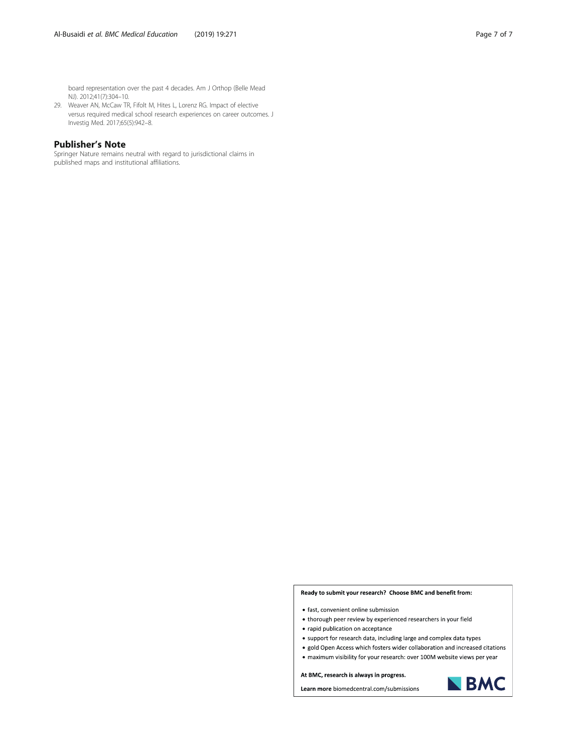board representation over the past 4 decades. Am J Orthop (Belle Mead NJ). 2012;41(7):304–10.

29. Weaver AN, McCaw TR, Fifolt M, Hites L, Lorenz RG. Impact of elective versus required medical school research experiences on career outcomes. J Investig Med. 2017;65(5):942–8.

## Publisher's Note

Springer Nature remains neutral with regard to jurisdictional claims in published maps and institutional affiliations.

**Ready to submit your research? Choose BMC and benefit from:**

- fast, convenient online submission
- thorough peer review by experienced researchers in your field
- rapid publication on acceptance
- support for research data, including large and complex data types
- gold Open Access which fosters wider collaboration and increased citations
- maximum visibility for your research: over 100M website views per year

**At BMC, research is always in progress.**

**Learn more** biomedcentral.com/submissions

BMC